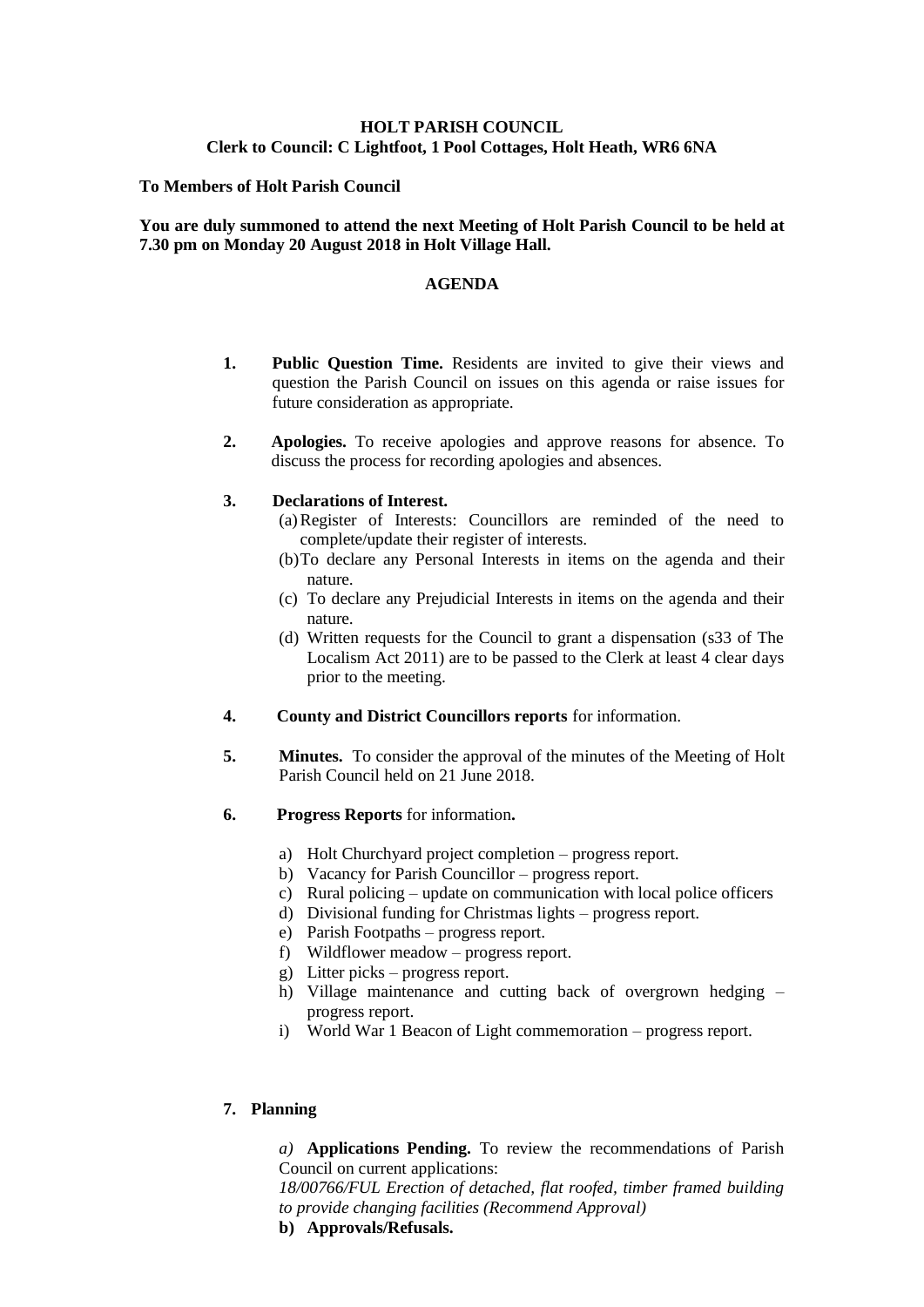**HOLT PARISH COUNCIL**
**Clerk to Council: C Lightfoot, 1 Pool Cottages, Holt Heath, WR6 6NA**

**To Members of Holt Parish Council**

**You are duly summoned to attend the next Meeting of Holt Parish Council to be held at 7.30 pm on Monday 20 August 2018 in Holt Village Hall.**

## AGENDA

1. **Public Question Time.** Residents are invited to give their views and question the Parish Council on issues on this agenda or raise issues for future consideration as appropriate.

2. **Apologies.** To receive apologies and approve reasons for absence. To discuss the process for recording apologies and absences.

3. **Declarations of Interest.**
   (a) Register of Interests: Councillors are reminded of the need to complete/update their register of interests.
   (b) To declare any Personal Interests in items on the agenda and their nature.
   (c) To declare any Prejudicial Interests in items on the agenda and their nature.
   (d) Written requests for the Council to grant a dispensation (s33 of The Localism Act 2011) are to be passed to the Clerk at least 4 clear days prior to the meeting.

4. **County and District Councillors reports** for information.

5. **Minutes.** To consider the approval of the minutes of the Meeting of Holt Parish Council held on 21 June 2018.

6. **Progress Reports** for information**.**
   a) Holt Churchyard project completion – progress report.
   b) Vacancy for Parish Councillor – progress report.
   c) Rural policing – update on communication with local police officers
   d) Divisional funding for Christmas lights – progress report.
   e) Parish Footpaths – progress report.
   f) Wildflower meadow – progress report.
   g) Litter picks – progress report.
   h) Village maintenance and cutting back of overgrown hedging – progress report.
   i) World War 1 Beacon of Light commemoration – progress report.

7. **Planning**

   *a)* **Applications Pending.** To review the recommendations of Parish Council on current applications:
   *18/00766/FUL Erection of detached, flat roofed, timber framed building to provide changing facilities (Recommend Approval)*

   **b) Approvals/Refusals.**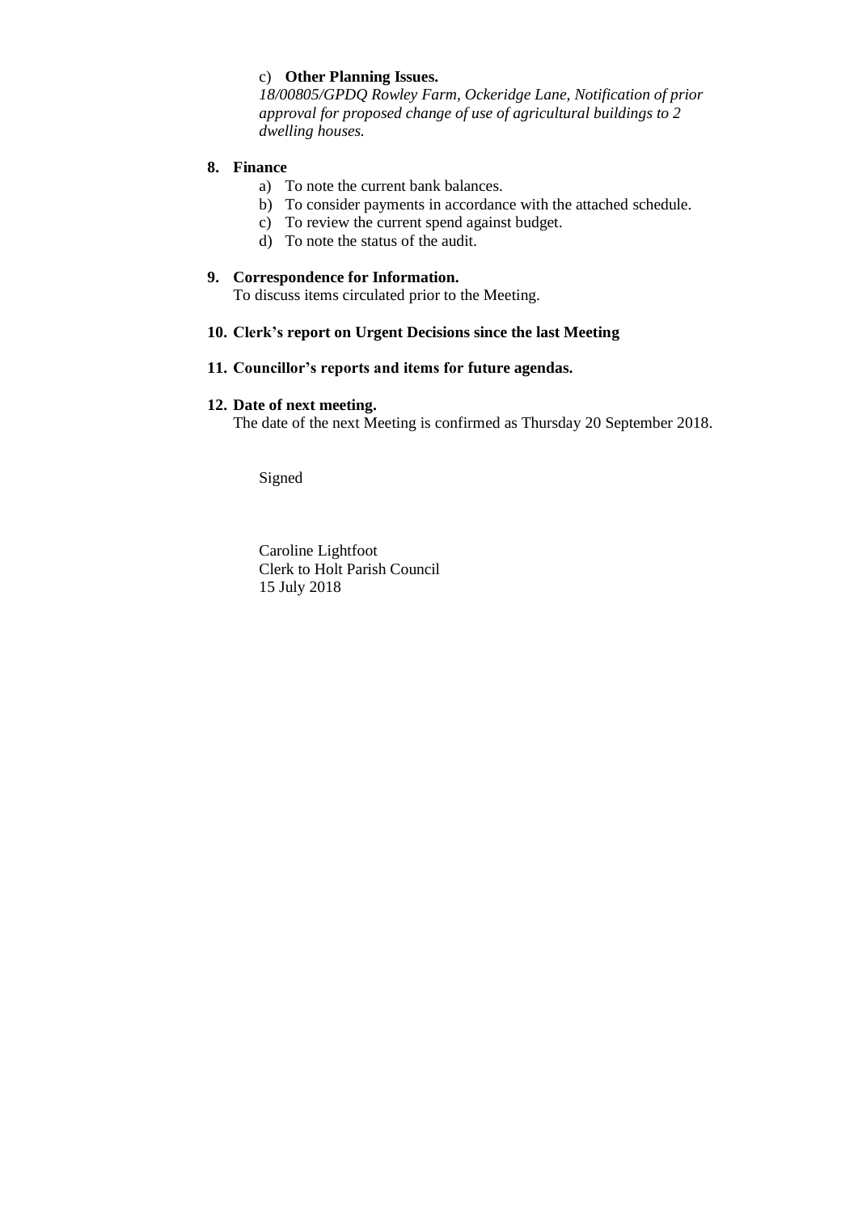c) **Other Planning Issues.**

*18/00805/GPDQ Rowley Farm, Ockeridge Lane, Notification of prior approval for proposed change of use of agricultural buildings to 2 dwelling houses.*

**8. Finance**

a) To note the current bank balances.
b) To consider payments in accordance with the attached schedule.
c) To review the current spend against budget.
d) To note the status of the audit.

**9. Correspondence for Information.**

To discuss items circulated prior to the Meeting.

**10. Clerk's report on Urgent Decisions since the last Meeting**

**11. Councillor's reports and items for future agendas.**

**12. Date of next meeting.**

The date of the next Meeting is confirmed as Thursday 20 September 2018.

Signed

Caroline Lightfoot
Clerk to Holt Parish Council
15 July 2018